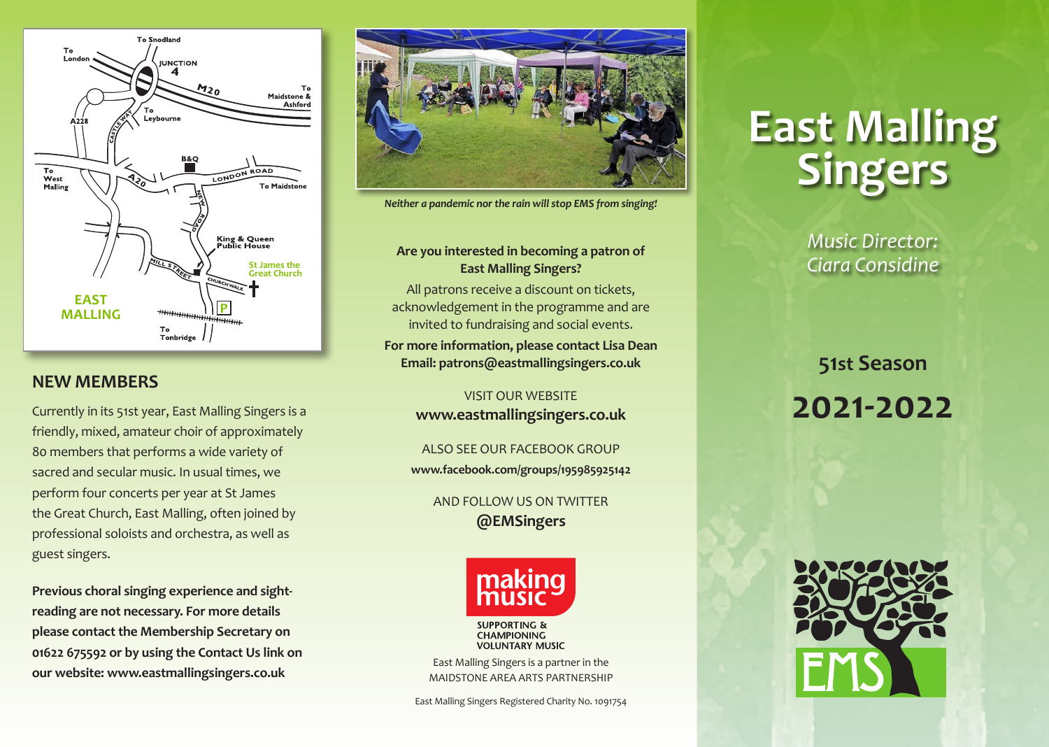To Snodland
To London
JUNCTION 4
M20
To Maidstone & Ashford
A228
CASTLE WAY
To Leybourne
B&Q
To West Malling
A20
LONDON ROAD
To Maidstone
NEW ROAD
King & Queen Public House
MILL STREET
St James the Great Church
CHURCH WALK
EAST MALLING
P
To Tonbridge

## NEW MEMBERS

Currently in its 51st year, East Malling Singers is a friendly, mixed, amateur choir of approximately 80 members that performs a wide variety of sacred and secular music. In usual times, we perform four concerts per year at St James the Great Church, East Malling, often joined by professional soloists and orchestra, as well as guest singers.

**Previous choral singing experience and sight-reading are not necessary. For more details please contact the Membership Secretary on 01622 675592 or by using the Contact Us link on our website: www.eastmallingsingers.co.uk**

*Neither a pandemic nor the rain will stop EMS from singing!*

**Are you interested in becoming a patron of East Malling Singers?**

All patrons receive a discount on tickets, acknowledgement in the programme and are invited to fundraising and social events.

**For more information, please contact Lisa Dean**
**Email: patrons@eastmallingsingers.co.uk**

VISIT OUR WEBSITE
**www.eastmallingsingers.co.uk**

ALSO SEE OUR FACEBOOK GROUP
**www.facebook.com/groups/195985925142**

AND FOLLOW US ON TWITTER
**@EMSingers**

making music
SUPPORTING & CHAMPIONING VOLUNTARY MUSIC

East Malling Singers is a partner in the MAIDSTONE AREA ARTS PARTNERSHIP

East Malling Singers Registered Charity No. 1091754

# East Malling Singers

*Music Director: Ciara Considine*

## 51st Season

## 2021-2022

EMS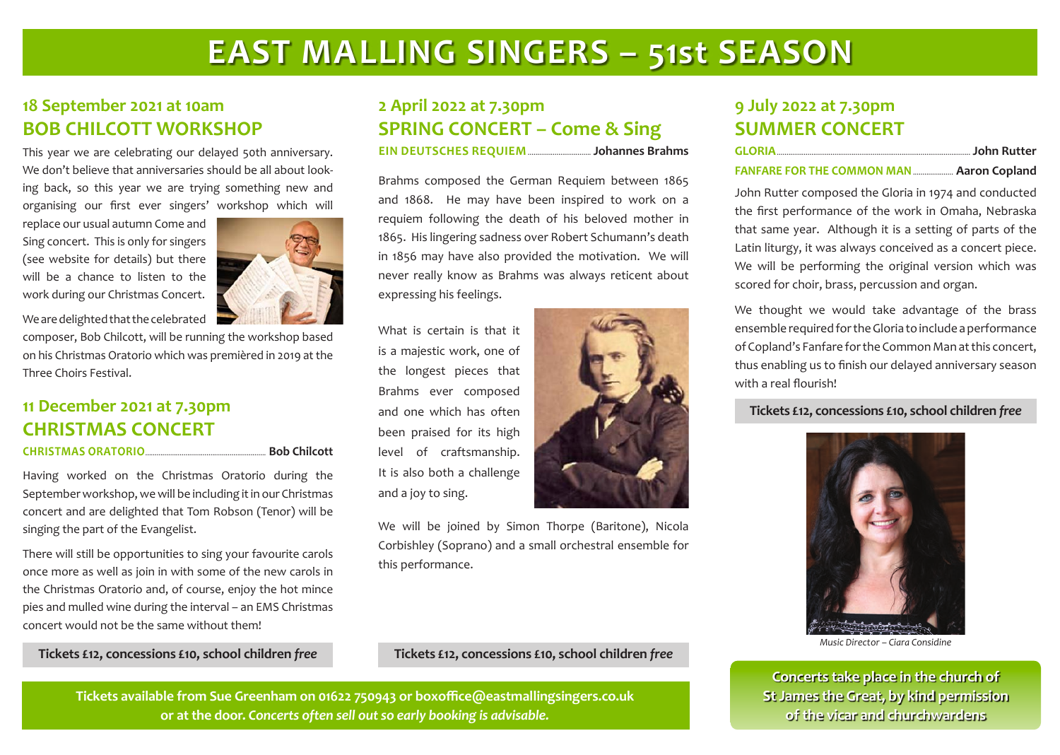# EAST MALLING SINGERS – 51st SEASON

## 18 September 2021 at 10am
## BOB CHILCOTT WORKSHOP

This year we are celebrating our delayed 50th anniversary. We don't believe that anniversaries should be all about looking back, so this year we are trying something new and organising our first ever singers' workshop which will replace our usual autumn Come and Sing concert. This is only for singers (see website for details) but there will be a chance to listen to the work during our Christmas Concert.

We are delighted that the celebrated composer, Bob Chilcott, will be running the workshop based on his Christmas Oratorio which was premièred in 2019 at the Three Choirs Festival.

## 11 December 2021 at 7.30pm
## CHRISTMAS CONCERT

**CHRISTMAS ORATORIO**............ **Bob Chilcott**

Having worked on the Christmas Oratorio during the September workshop, we will be including it in our Christmas concert and are delighted that Tom Robson (Tenor) will be singing the part of the Evangelist.

There will still be opportunities to sing your favourite carols once more as well as join in with some of the new carols in the Christmas Oratorio and, of course, enjoy the hot mince pies and mulled wine during the interval – an EMS Christmas concert would not be the same without them!

**Tickets £12, concessions £10, school children *free***

## 2 April 2022 at 7.30pm
## SPRING CONCERT – Come & Sing

**EIN DEUTSCHES REQUIEM**............ **Johannes Brahms**

Brahms composed the German Requiem between 1865 and 1868. He may have been inspired to work on a requiem following the death of his beloved mother in 1865. His lingering sadness over Robert Schumann's death in 1856 may have also provided the motivation. We will never really know as Brahms was always reticent about expressing his feelings.

What is certain is that it is a majestic work, one of the longest pieces that Brahms ever composed and one which has often been praised for its high level of craftsmanship. It is also both a challenge and a joy to sing.

We will be joined by Simon Thorpe (Baritone), Nicola Corbishley (Soprano) and a small orchestral ensemble for this performance.

**Tickets £12, concessions £10, school children *free***

## 9 July 2022 at 7.30pm
## SUMMER CONCERT

**GLORIA**............ **John Rutter**

**FANFARE FOR THE COMMON MAN**............ **Aaron Copland**

John Rutter composed the Gloria in 1974 and conducted the first performance of the work in Omaha, Nebraska that same year. Although it is a setting of parts of the Latin liturgy, it was always conceived as a concert piece. We will be performing the original version which was scored for choir, brass, percussion and organ.

We thought we would take advantage of the brass ensemble required for the Gloria to include a performance of Copland's Fanfare for the Common Man at this concert, thus enabling us to finish our delayed anniversary season with a real flourish!

**Tickets £12, concessions £10, school children *free***

*Music Director – Ciara Considine*

**Tickets available from Sue Greenham on 01622 750943 or boxoffice@eastmallingsingers.co.uk or at the door.** ***Concerts often sell out so early booking is advisable.***

**Concerts take place in the church of St James the Great, by kind permission of the vicar and churchwardens**